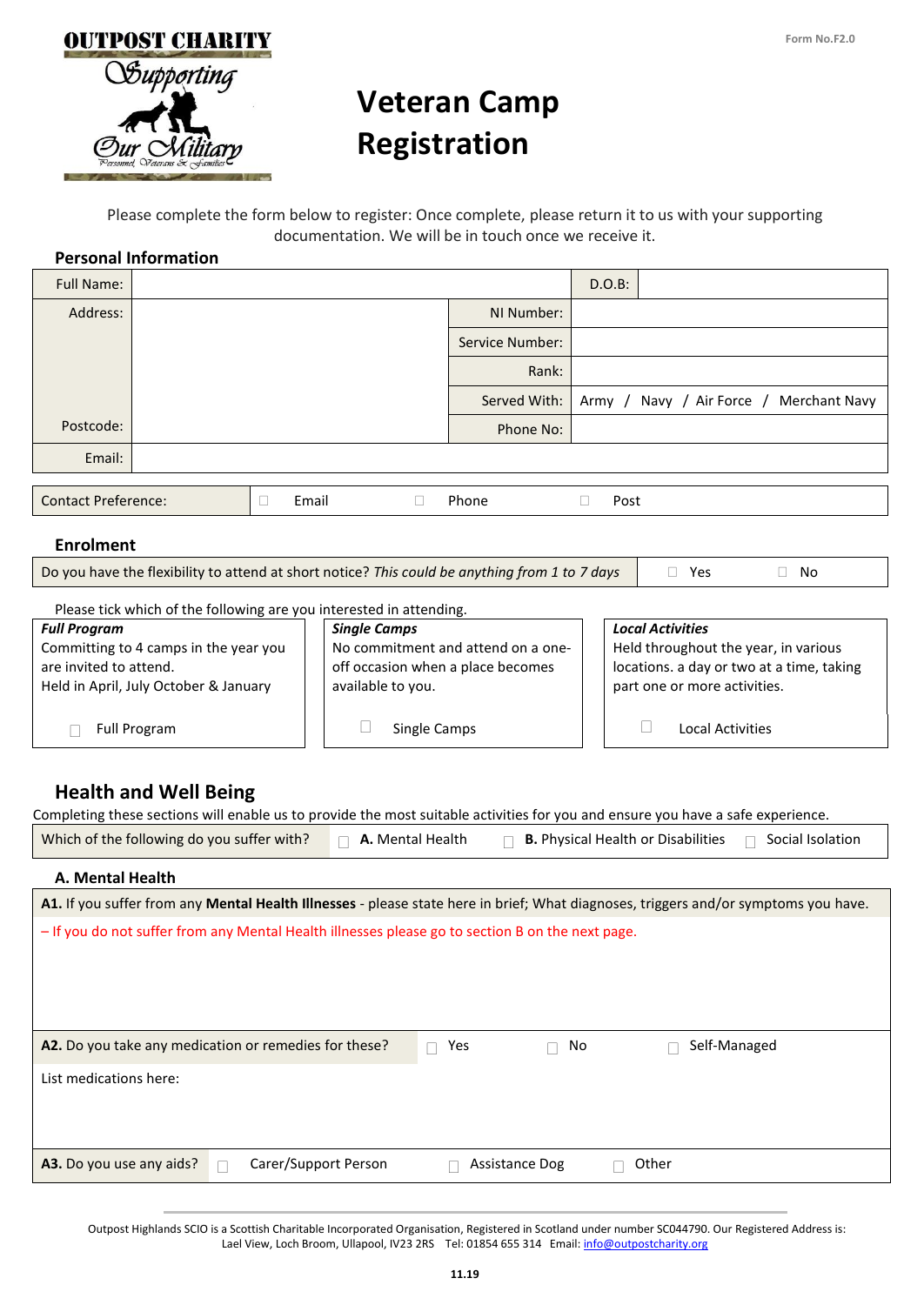OUTPOST CHARITY

Supporting Our Military

Personnel Veterans & Families

Form No.F2.0

# Veteran Camp Registration

Please complete the form below to register: Once complete, please return it to us with your supporting documentation. We will be in touch once we receive it.

## Personal Information

| Full Name: | | D.O.B: | |
|---|---|---|---|
| Address: | | NI Number: | |
| | | Service Number: | |
| | | Rank: | |
| | | Served With: | Army / Navy / Air Force / Merchant Navy |
| Postcode: | | Phone No: | |
| Email: | | | |

| Contact Preference: | ☐ Email | ☐ Phone | ☐ Post |
|---|---|---|---|

## Enrolment

| Do you have the flexibility to attend at short notice? *This could be anything from 1 to 7 days* | ☐ Yes | ☐ No |
|---|---|---|

Please tick which of the following are you interested in attending.

| ***Full Program*** | ***Single Camps*** | ***Local Activities*** |
|---|---|---|
| Committing to 4 camps in the year you are invited to attend. Held in April, July October & January | No commitment and attend on a one-off occasion when a place becomes available to you. | Held throughout the year, in various locations. a day or two at a time, taking part one or more activities. |
| ☐ Full Program | ☐ Single Camps | ☐ Local Activities |

## Health and Well Being

Completing these sections will enable us to provide the most suitable activities for you and ensure you have a safe experience.

| Which of the following do you suffer with? | ☐ **A.** Mental Health | ☐ **B.** Physical Health or Disabilities | ☐ Social Isolation |
|---|---|---|---|

### A. Mental Health

**A1.** If you suffer from any **Mental Health Illnesses** - please state here in brief; What diagnoses, triggers and/or symptoms you have.

– If you do not suffer from any Mental Health illnesses please go to section B on the next page.

| **A2.** Do you take any medication or remedies for these? | ☐ Yes | ☐ No | ☐ Self-Managed |
|---|---|---|---|

List medications here:

| **A3.** Do you use any aids? | ☐ Carer/Support Person | ☐ Assistance Dog | ☐ Other |
|---|---|---|---|

Outpost Highlands SCIO is a Scottish Charitable Incorporated Organisation, Registered in Scotland under number SC044790. Our Registered Address is: Lael View, Loch Broom, Ullapool, IV23 2RS Tel: 01854 655 314 Email: info@outpostcharity.org

11.19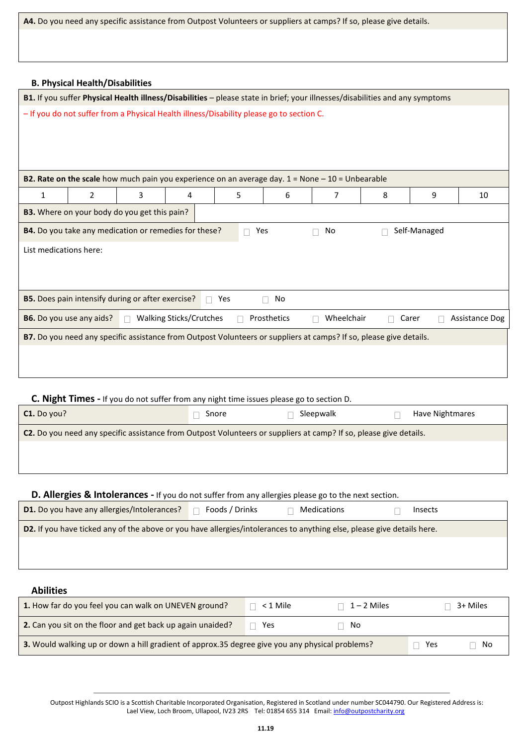**A4.** Do you need any specific assistance from Outpost Volunteers or suppliers at camps? If so, please give details.

## B. Physical Health/Disabilities

**B1.** If you suffer **Physical Health illness/Disabilities** – please state in brief; your illnesses/disabilities and any symptoms

– If you do not suffer from a Physical Health illness/Disability please go to section C.

**B2. Rate on the scale** how much pain you experience on an average day. 1 = None – 10 = Unbearable

| 1 | 2 | 3 | 4 | 5 | 6 | 7 | 8 | 9 | 10 |
|---|---|---|---|---|---|---|---|---|---|

**B3.** Where on your body do you get this pain?

**B4.** Do you take any medication or remedies for these? ☐ Yes ☐ No ☐ Self-Managed

List medications here:

**B5.** Does pain intensify during or after exercise? ☐ Yes ☐ No

**B6.** Do you use any aids? ☐ Walking Sticks/Crutches ☐ Prosthetics ☐ Wheelchair ☐ Carer ☐ Assistance Dog

**B7.** Do you need any specific assistance from Outpost Volunteers or suppliers at camps? If so, please give details.

## C. Night Times - If you do not suffer from any night time issues please go to section D.

**C1.** Do you? ☐ Snore ☐ Sleepwalk ☐ Have Nightmares

**C2.** Do you need any specific assistance from Outpost Volunteers or suppliers at camp? If so, please give details.

## D. Allergies & Intolerances - If you do not suffer from any allergies please go to the next section.

**D1.** Do you have any allergies/Intolerances? ☐ Foods / Drinks ☐ Medications ☐ Insects

**D2.** If you have ticked any of the above or you have allergies/intolerances to anything else, please give details here.

## Abilities

| Question | | | |
|---|---|---|---|
| **1.** How far do you feel you can walk on UNEVEN ground? | ☐ < 1 Mile | ☐ 1 – 2 Miles | ☐ 3+ Miles |
| **2.** Can you sit on the floor and get back up again unaided? | ☐ Yes | ☐ No | |
| **3.** Would walking up or down a hill gradient of approx.35 degree give you any physical problems? | ☐ Yes | ☐ No | |

Outpost Highlands SCIO is a Scottish Charitable Incorporated Organisation, Registered in Scotland under number SC044790. Our Registered Address is: Lael View, Loch Broom, Ullapool, IV23 2RS Tel: 01854 655 314 Email: info@outpostcharity.org

11.19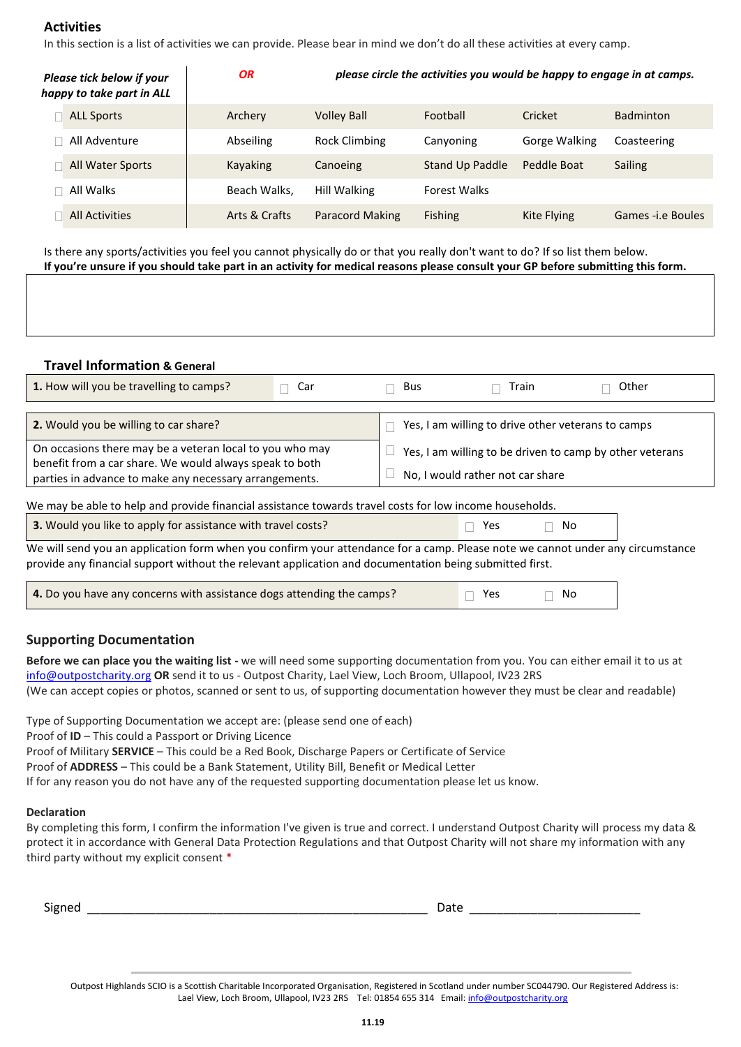## Activities

In this section is a list of activities we can provide. Please bear in mind we don't do all these activities at every camp.

| *Please tick below if your happy to take part in ALL* | ***OR*** | ***please circle the activities you would be happy to engage in at camps.*** | | | |
|---|---|---|---|---|---|
| ☐ ALL Sports | Archery | Volley Ball | Football | Cricket | Badminton |
| ☐ All Adventure | Abseiling | Rock Climbing | Canyoning | Gorge Walking | Coasteering |
| ☐ All Water Sports | Kayaking | Canoeing | Stand Up Paddle | Peddle Boat | Sailing |
| ☐ All Walks | Beach Walks, | Hill Walking | Forest Walks | | |
| ☐ All Activities | Arts & Crafts | Paracord Making | Fishing | Kite Flying | Games -i.e Boules |

Is there any sports/activities you feel you cannot physically do or that you really don't want to do? If so list them below.
**If you're unsure if you should take part in an activity for medical reasons please consult your GP before submitting this form.**

## Travel Information & General

| | | | | |
|---|---|---|---|---|
| **1.** How will you be travelling to camps? | ☐ Car | ☐ Bus | ☐ Train | ☐ Other |

| | |
|---|---|
| **2.** Would you be willing to car share? | ☐ Yes, I am willing to drive other veterans to camps |
| On occasions there may be a veteran local to you who may benefit from a car share. We would always speak to both parties in advance to make any necessary arrangements. | ☐ Yes, I am willing to be driven to camp by other veterans<br>☐ No, I would rather not car share |

We may be able to help and provide financial assistance towards travel costs for low income households.

| | | |
|---|---|---|
| **3.** Would you like to apply for assistance with travel costs? | ☐ Yes | ☐ No |

We will send you an application form when you confirm your attendance for a camp. Please note we cannot under any circumstance provide any financial support without the relevant application and documentation being submitted first.

| | | |
|---|---|---|
| **4.** Do you have any concerns with assistance dogs attending the camps? | ☐ Yes | ☐ No |

## Supporting Documentation

**Before we can place you the waiting list -** we will need some supporting documentation from you. You can either email it to us at info@outpostcharity.org **OR** send it to us - Outpost Charity, Lael View, Loch Broom, Ullapool, IV23 2RS
(We can accept copies or photos, scanned or sent to us, of supporting documentation however they must be clear and readable)

Type of Supporting Documentation we accept are: (please send one of each)
Proof of **ID** – This could a Passport or Driving Licence
Proof of Military **SERVICE** – This could be a Red Book, Discharge Papers or Certificate of Service
Proof of **ADDRESS** – This could be a Bank Statement, Utility Bill, Benefit or Medical Letter
If for any reason you do not have any of the requested supporting documentation please let us know.

**Declaration**

By completing this form, I confirm the information I've given is true and correct. I understand Outpost Charity will process my data & protect it in accordance with General Data Protection Regulations and that Outpost Charity will not share my information with any third party without my explicit consent *

Signed ____________________________________________ Date ______________________

Outpost Highlands SCIO is a Scottish Charitable Incorporated Organisation, Registered in Scotland under number SC044790. Our Registered Address is: Lael View, Loch Broom, Ullapool, IV23 2RS Tel: 01854 655 314 Email: info@outpostcharity.org

11.19